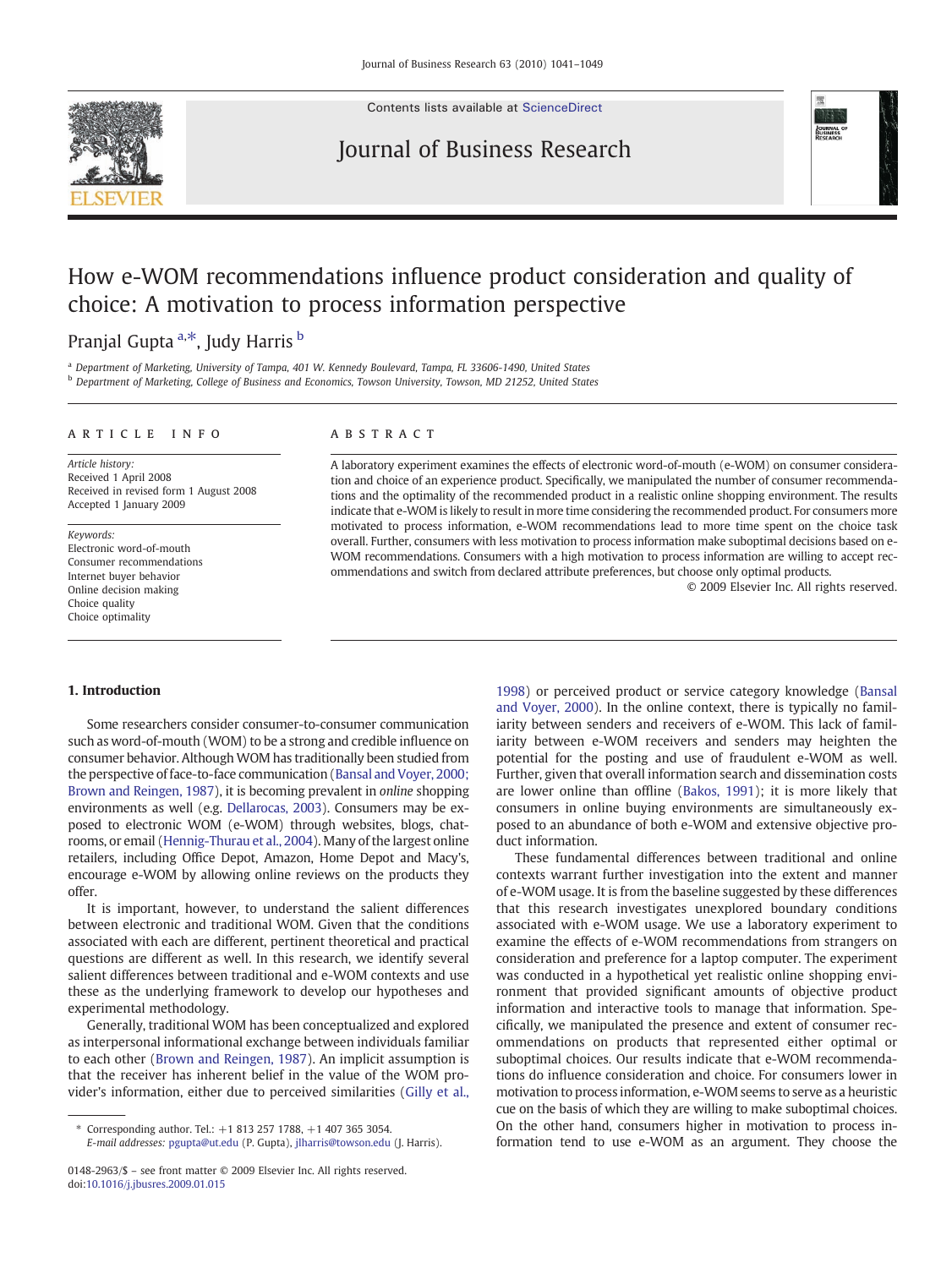Contents lists available at ScienceDirect

# Journal of Business Research

# How e-WOM recommendations influence product consideration and quality of choice: A motivation to process information perspective

Pranjal Gupta [a,*], Judy Harris [b]

[a] Department of Marketing, University of Tampa, 401 W. Kennedy Boulevard, Tampa, FL 33606-1490, United States

[b] Department of Marketing, College of Business and Economics, Towson University, Towson, MD 21252, United States

**ARTICLE INFO**

*Article history:*
Received 1 April 2008
Received in revised form 1 August 2008
Accepted 1 January 2009

*Keywords:*
Electronic word-of-mouth
Consumer recommendations
Internet buyer behavior
Online decision making
Choice quality
Choice optimality

**ABSTRACT**

A laboratory experiment examines the effects of electronic word-of-mouth (e-WOM) on consumer consideration and choice of an experience product. Specifically, we manipulated the number of consumer recommendations and the optimality of the recommended product in a realistic online shopping environment. The results indicate that e-WOM is likely to result in more time considering the recommended product. For consumers more motivated to process information, e-WOM recommendations lead to more time spent on the choice task overall. Further, consumers with less motivation to process information make suboptimal decisions based on e-WOM recommendations. Consumers with a high motivation to process information are willing to accept recommendations and switch from declared attribute preferences, but choose only optimal products.

© 2009 Elsevier Inc. All rights reserved.

## 1. Introduction

Some researchers consider consumer-to-consumer communication such as word-of-mouth (WOM) to be a strong and credible influence on consumer behavior. Although WOM has traditionally been studied from the perspective of face-to-face communication (Bansal and Voyer, 2000; Brown and Reingen, 1987), it is becoming prevalent in *online* shopping environments as well (e.g. Dellarocas, 2003). Consumers may be exposed to electronic WOM (e-WOM) through websites, blogs, chatrooms, or email (Hennig-Thurau et al., 2004). Many of the largest online retailers, including Office Depot, Amazon, Home Depot and Macy's, encourage e-WOM by allowing online reviews on the products they offer.

It is important, however, to understand the salient differences between electronic and traditional WOM. Given that the conditions associated with each are different, pertinent theoretical and practical questions are different as well. In this research, we identify several salient differences between traditional and e-WOM contexts and use these as the underlying framework to develop our hypotheses and experimental methodology.

Generally, traditional WOM has been conceptualized and explored as interpersonal informational exchange between individuals familiar to each other (Brown and Reingen, 1987). An implicit assumption is that the receiver has inherent belief in the value of the WOM provider's information, either due to perceived similarities (Gilly et al., 1998) or perceived product or service category knowledge (Bansal and Voyer, 2000). In the online context, there is typically no familiarity between senders and receivers of e-WOM. This lack of familiarity between e-WOM receivers and senders may heighten the potential for the posting and use of fraudulent e-WOM as well. Further, given that overall information search and dissemination costs are lower online than offline (Bakos, 1991); it is more likely that consumers in online buying environments are simultaneously exposed to an abundance of both e-WOM and extensive objective product information.

These fundamental differences between traditional and online contexts warrant further investigation into the extent and manner of e-WOM usage. It is from the baseline suggested by these differences that this research investigates unexplored boundary conditions associated with e-WOM usage. We use a laboratory experiment to examine the effects of e-WOM recommendations from strangers on consideration and preference for a laptop computer. The experiment was conducted in a hypothetical yet realistic online shopping environment that provided significant amounts of objective product information and interactive tools to manage that information. Specifically, we manipulated the presence and extent of consumer recommendations on products that represented either optimal or suboptimal choices. Our results indicate that e-WOM recommendations do influence consideration and choice. For consumers lower in motivation to process information, e-WOM seems to serve as a heuristic cue on the basis of which they are willing to make suboptimal choices. On the other hand, consumers higher in motivation to process information tend to use e-WOM as an argument. They choose the

\* Corresponding author. Tel.: +1 813 257 1788, +1 407 365 3054.
*E-mail addresses:* pgupta@ut.edu (P. Gupta), jlharris@towson.edu (J. Harris).

0148-2963/$ – see front matter © 2009 Elsevier Inc. All rights reserved.
doi:10.1016/j.jbusres.2009.01.015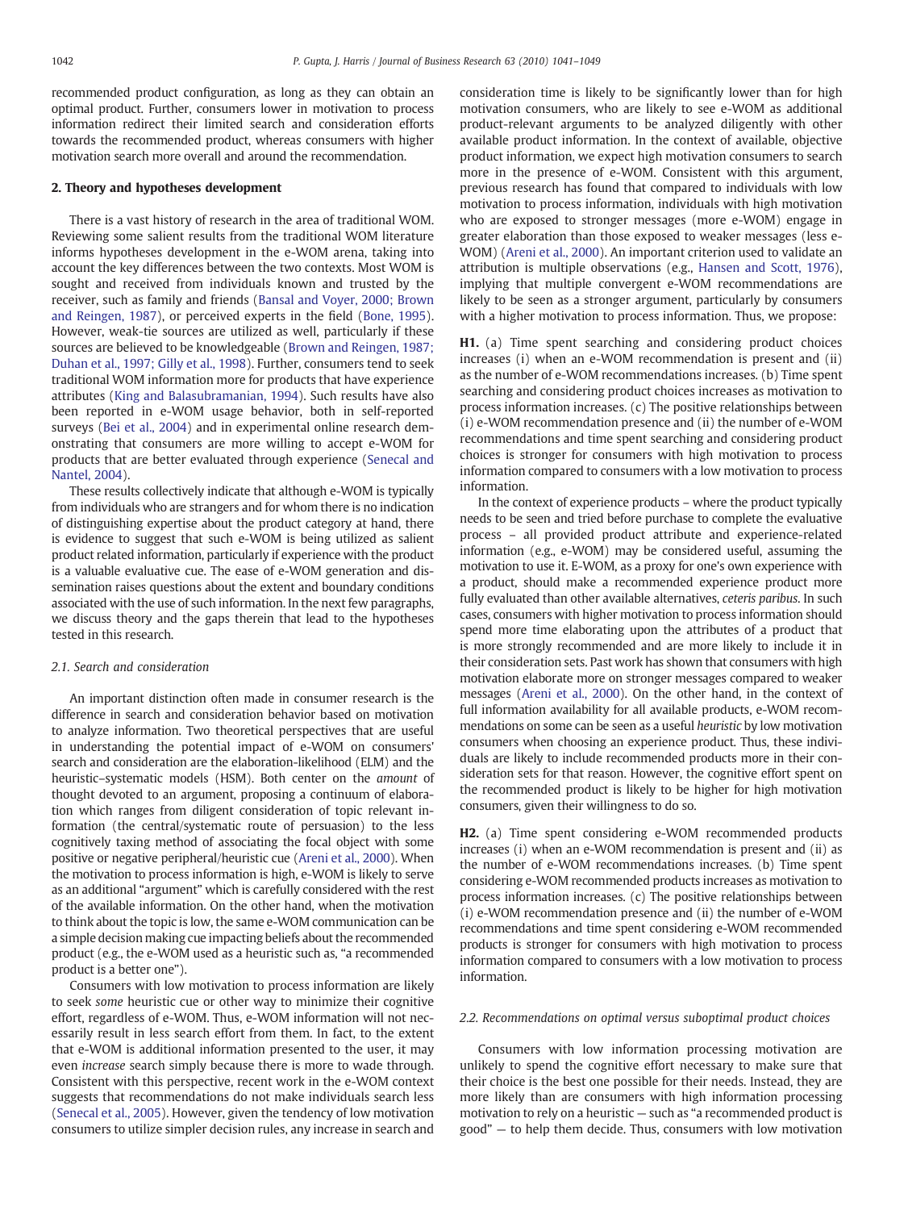recommended product configuration, as long as they can obtain an optimal product. Further, consumers lower in motivation to process information redirect their limited search and consideration efforts towards the recommended product, whereas consumers with higher motivation search more overall and around the recommendation.

## 2. Theory and hypotheses development

There is a vast history of research in the area of traditional WOM. Reviewing some salient results from the traditional WOM literature informs hypotheses development in the e-WOM arena, taking into account the key differences between the two contexts. Most WOM is sought and received from individuals known and trusted by the receiver, such as family and friends (Bansal and Voyer, 2000; Brown and Reingen, 1987), or perceived experts in the field (Bone, 1995). However, weak-tie sources are utilized as well, particularly if these sources are believed to be knowledgeable (Brown and Reingen, 1987; Duhan et al., 1997; Gilly et al., 1998). Further, consumers tend to seek traditional WOM information more for products that have experience attributes (King and Balasubramanian, 1994). Such results have also been reported in e-WOM usage behavior, both in self-reported surveys (Bei et al., 2004) and in experimental online research demonstrating that consumers are more willing to accept e-WOM for products that are better evaluated through experience (Senecal and Nantel, 2004).

These results collectively indicate that although e-WOM is typically from individuals who are strangers and for whom there is no indication of distinguishing expertise about the product category at hand, there is evidence to suggest that such e-WOM is being utilized as salient product related information, particularly if experience with the product is a valuable evaluative cue. The ease of e-WOM generation and dissemination raises questions about the extent and boundary conditions associated with the use of such information. In the next few paragraphs, we discuss theory and the gaps therein that lead to the hypotheses tested in this research.

### 2.1. Search and consideration

An important distinction often made in consumer research is the difference in search and consideration behavior based on motivation to analyze information. Two theoretical perspectives that are useful in understanding the potential impact of e-WOM on consumers' search and consideration are the elaboration-likelihood (ELM) and the heuristic–systematic models (HSM). Both center on the *amount* of thought devoted to an argument, proposing a continuum of elaboration which ranges from diligent consideration of topic relevant information (the central/systematic route of persuasion) to the less cognitively taxing method of associating the focal object with some positive or negative peripheral/heuristic cue (Areni et al., 2000). When the motivation to process information is high, e-WOM is likely to serve as an additional "argument" which is carefully considered with the rest of the available information. On the other hand, when the motivation to think about the topic is low, the same e-WOM communication can be a simple decision making cue impacting beliefs about the recommended product (e.g., the e-WOM used as a heuristic such as, "a recommended product is a better one").

Consumers with low motivation to process information are likely to seek *some* heuristic cue or other way to minimize their cognitive effort, regardless of e-WOM. Thus, e-WOM information will not necessarily result in less search effort from them. In fact, to the extent that e-WOM is additional information presented to the user, it may even *increase* search simply because there is more to wade through. Consistent with this perspective, recent work in the e-WOM context suggests that recommendations do not make individuals search less (Senecal et al., 2005). However, given the tendency of low motivation consumers to utilize simpler decision rules, any increase in search and consideration time is likely to be significantly lower than for high motivation consumers, who are likely to see e-WOM as additional product-relevant arguments to be analyzed diligently with other available product information. In the context of available, objective product information, we expect high motivation consumers to search more in the presence of e-WOM. Consistent with this argument, previous research has found that compared to individuals with low motivation to process information, individuals with high motivation who are exposed to stronger messages (more e-WOM) engage in greater elaboration than those exposed to weaker messages (less e-WOM) (Areni et al., 2000). An important criterion used to validate an attribution is multiple observations (e.g., Hansen and Scott, 1976), implying that multiple convergent e-WOM recommendations are likely to be seen as a stronger argument, particularly by consumers with a higher motivation to process information. Thus, we propose:

**H1.** (a) Time spent searching and considering product choices increases (i) when an e-WOM recommendation is present and (ii) as the number of e-WOM recommendations increases. (b) Time spent searching and considering product choices increases as motivation to process information increases. (c) The positive relationships between (i) e-WOM recommendation presence and (ii) the number of e-WOM recommendations and time spent searching and considering product choices is stronger for consumers with high motivation to process information compared to consumers with a low motivation to process information.

In the context of experience products – where the product typically needs to be seen and tried before purchase to complete the evaluative process – all provided product attribute and experience-related information (e.g., e-WOM) may be considered useful, assuming the motivation to use it. E-WOM, as a proxy for one's own experience with a product, should make a recommended experience product more fully evaluated than other available alternatives, *ceteris paribus*. In such cases, consumers with higher motivation to process information should spend more time elaborating upon the attributes of a product that is more strongly recommended and are more likely to include it in their consideration sets. Past work has shown that consumers with high motivation elaborate more on stronger messages compared to weaker messages (Areni et al., 2000). On the other hand, in the context of full information availability for all available products, e-WOM recommendations on some can be seen as a useful *heuristic* by low motivation consumers when choosing an experience product. Thus, these individuals are likely to include recommended products more in their consideration sets for that reason. However, the cognitive effort spent on the recommended product is likely to be higher for high motivation consumers, given their willingness to do so.

**H2.** (a) Time spent considering e-WOM recommended products increases (i) when an e-WOM recommendation is present and (ii) as the number of e-WOM recommendations increases. (b) Time spent considering e-WOM recommended products increases as motivation to process information increases. (c) The positive relationships between (i) e-WOM recommendation presence and (ii) the number of e-WOM recommendations and time spent considering e-WOM recommended products is stronger for consumers with high motivation to process information compared to consumers with a low motivation to process information.

### 2.2. Recommendations on optimal versus suboptimal product choices

Consumers with low information processing motivation are unlikely to spend the cognitive effort necessary to make sure that their choice is the best one possible for their needs. Instead, they are more likely than are consumers with high information processing motivation to rely on a heuristic — such as "a recommended product is good" — to help them decide. Thus, consumers with low motivation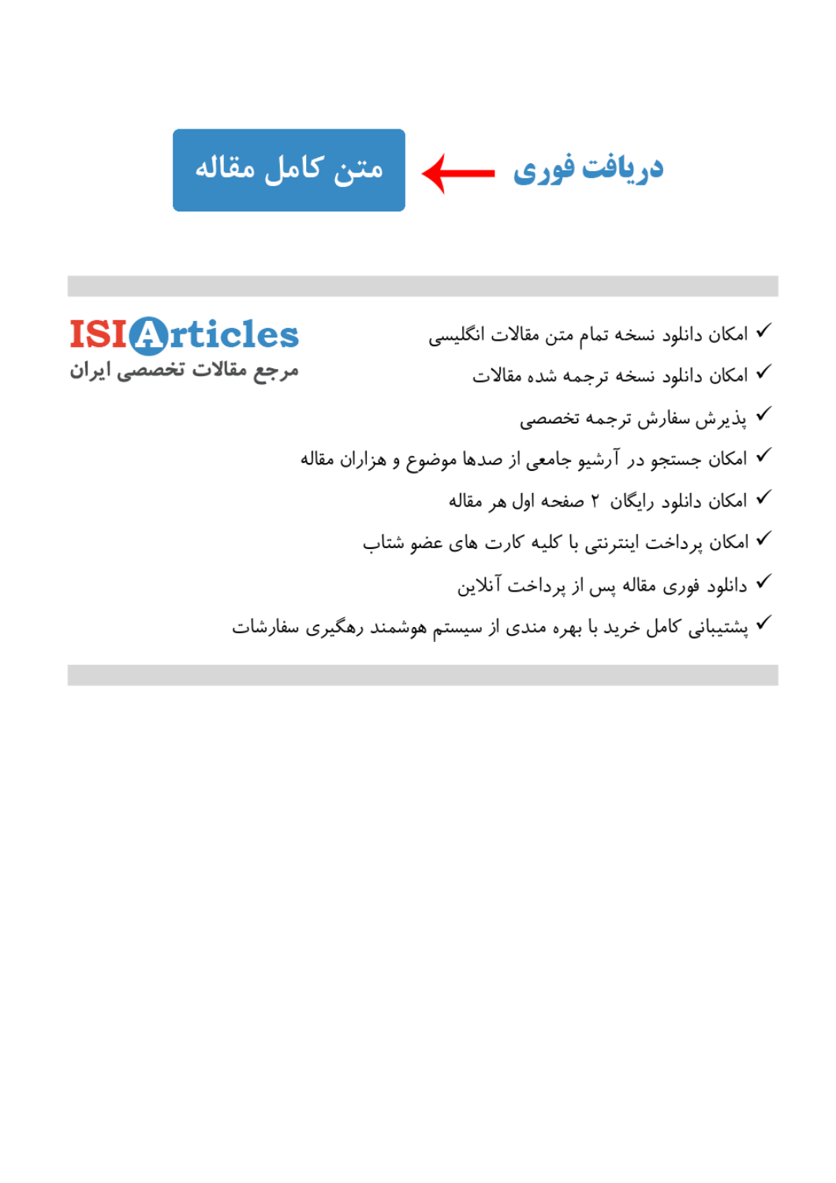دریافت فوری ← متن کامل مقاله

**ISIArticles**
مرجع مقالات تخصصی ایران

- ✓ امکان دانلود نسخه تمام متن مقالات انگلیسی
- ✓ امکان دانلود نسخه ترجمه شده مقالات
- ✓ پذیرش سفارش ترجمه تخصصی
- ✓ امکان جستجو در آرشیو جامعی از صدها موضوع و هزاران مقاله
- ✓ امکان دانلود رایگان ۲ صفحه اول هر مقاله
- ✓ امکان پرداخت اینترنتی با کلیه کارت های عضو شتاب
- ✓ دانلود فوری مقاله پس از پرداخت آنلاین
- ✓ پشتیبانی کامل خرید با بهره مندی از سیستم هوشمند رهگیری سفارشات